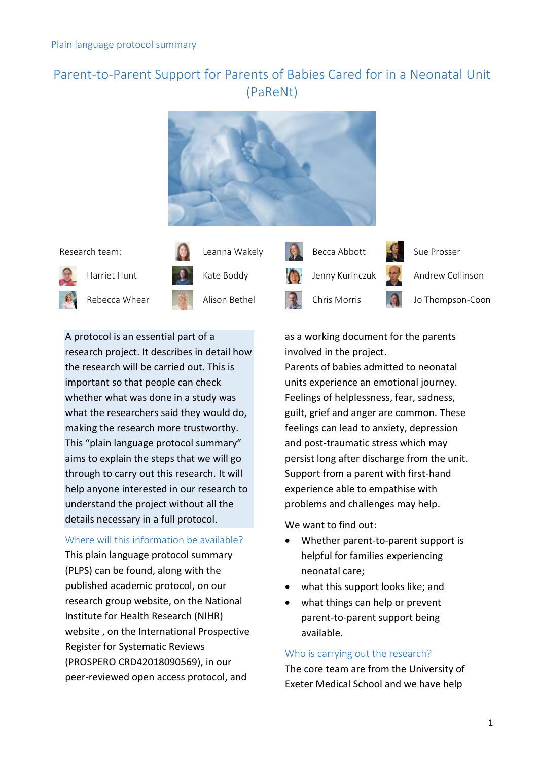Plain language protocol summary

# Parent-to-Parent Support for Parents of Babies Cared for in a Neonatal Unit (PaReNt)

Research team:

Harriet Hunt, Rebecca Whear, Leanna Wakely, Kate Boddy, Alison Bethel, Becca Abbott, Jenny Kurinczuk, Chris Morris, Sue Prosser, Andrew Collinson, Jo Thompson-Coon

A protocol is an essential part of a research project. It describes in detail how the research will be carried out. This is important so that people can check whether what was done in a study was what the researchers said they would do, making the research more trustworthy. This "plain language protocol summary" aims to explain the steps that we will go through to carry out this research. It will help anyone interested in our research to understand the project without all the details necessary in a full protocol.

## Where will this information be available?

This plain language protocol summary (PLPS) can be found, along with the published academic protocol, on our research group website, on the National Institute for Health Research (NIHR) website , on the International Prospective Register for Systematic Reviews (PROSPERO CRD42018090569), in our peer-reviewed open access protocol, and as a working document for the parents involved in the project.

Parents of babies admitted to neonatal units experience an emotional journey. Feelings of helplessness, fear, sadness, guilt, grief and anger are common. These feelings can lead to anxiety, depression and post-traumatic stress which may persist long after discharge from the unit. Support from a parent with first-hand experience able to empathise with problems and challenges may help.

We want to find out:

- Whether parent-to-parent support is helpful for families experiencing neonatal care;
- what this support looks like; and
- what things can help or prevent parent-to-parent support being available.

## Who is carrying out the research?

The core team are from the University of Exeter Medical School and we have help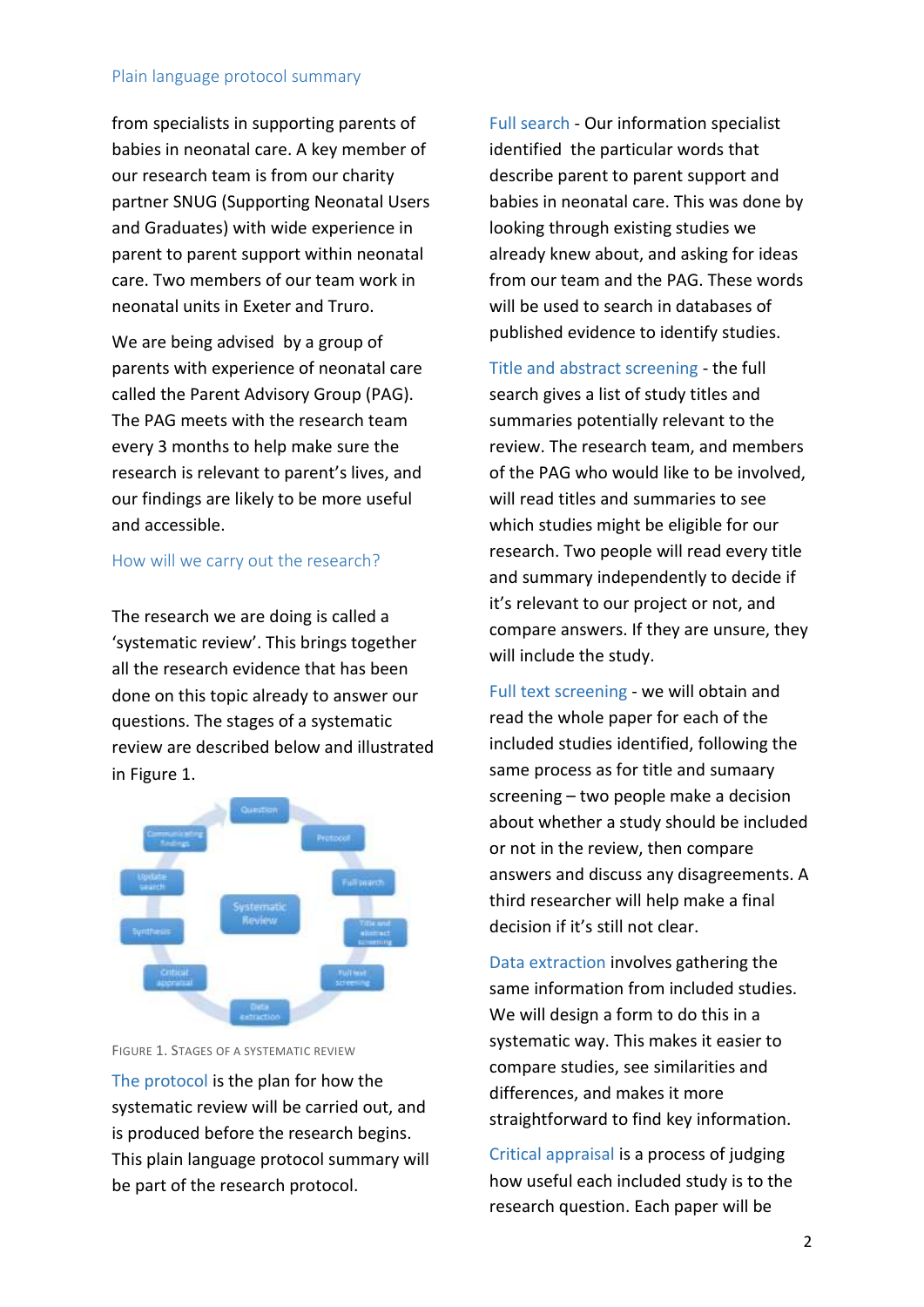from specialists in supporting parents of babies in neonatal care. A key member of our research team is from our charity partner SNUG (Supporting Neonatal Users and Graduates) with wide experience in parent to parent support within neonatal care. Two members of our team work in neonatal units in Exeter and Truro.

We are being advised by a group of parents with experience of neonatal care called the Parent Advisory Group (PAG). The PAG meets with the research team every 3 months to help make sure the research is relevant to parent's lives, and our findings are likely to be more useful and accessible.

## How will we carry out the research?

The research we are doing is called a 'systematic review'. This brings together all the research evidence that has been done on this topic already to answer our questions. The stages of a systematic review are described below and illustrated in Figure 1.

Figure 1. Stages of a systematic review

**The protocol** is the plan for how the systematic review will be carried out, and is produced before the research begins. This plain language protocol summary will be part of the research protocol.

**Full search** - Our information specialist identified the particular words that describe parent to parent support and babies in neonatal care. This was done by looking through existing studies we already knew about, and asking for ideas from our team and the PAG. These words will be used to search in databases of published evidence to identify studies.

**Title and abstract screening** - the full search gives a list of study titles and summaries potentially relevant to the review. The research team, and members of the PAG who would like to be involved, will read titles and summaries to see which studies might be eligible for our research. Two people will read every title and summary independently to decide if it's relevant to our project or not, and compare answers. If they are unsure, they will include the study.

**Full text screening** - we will obtain and read the whole paper for each of the included studies identified, following the same process as for title and sumaary screening – two people make a decision about whether a study should be included or not in the review, then compare answers and discuss any disagreements. A third researcher will help make a final decision if it's still not clear.

**Data extraction** involves gathering the same information from included studies. We will design a form to do this in a systematic way. This makes it easier to compare studies, see similarities and differences, and makes it more straightforward to find key information.

**Critical appraisal** is a process of judging how useful each included study is to the research question. Each paper will be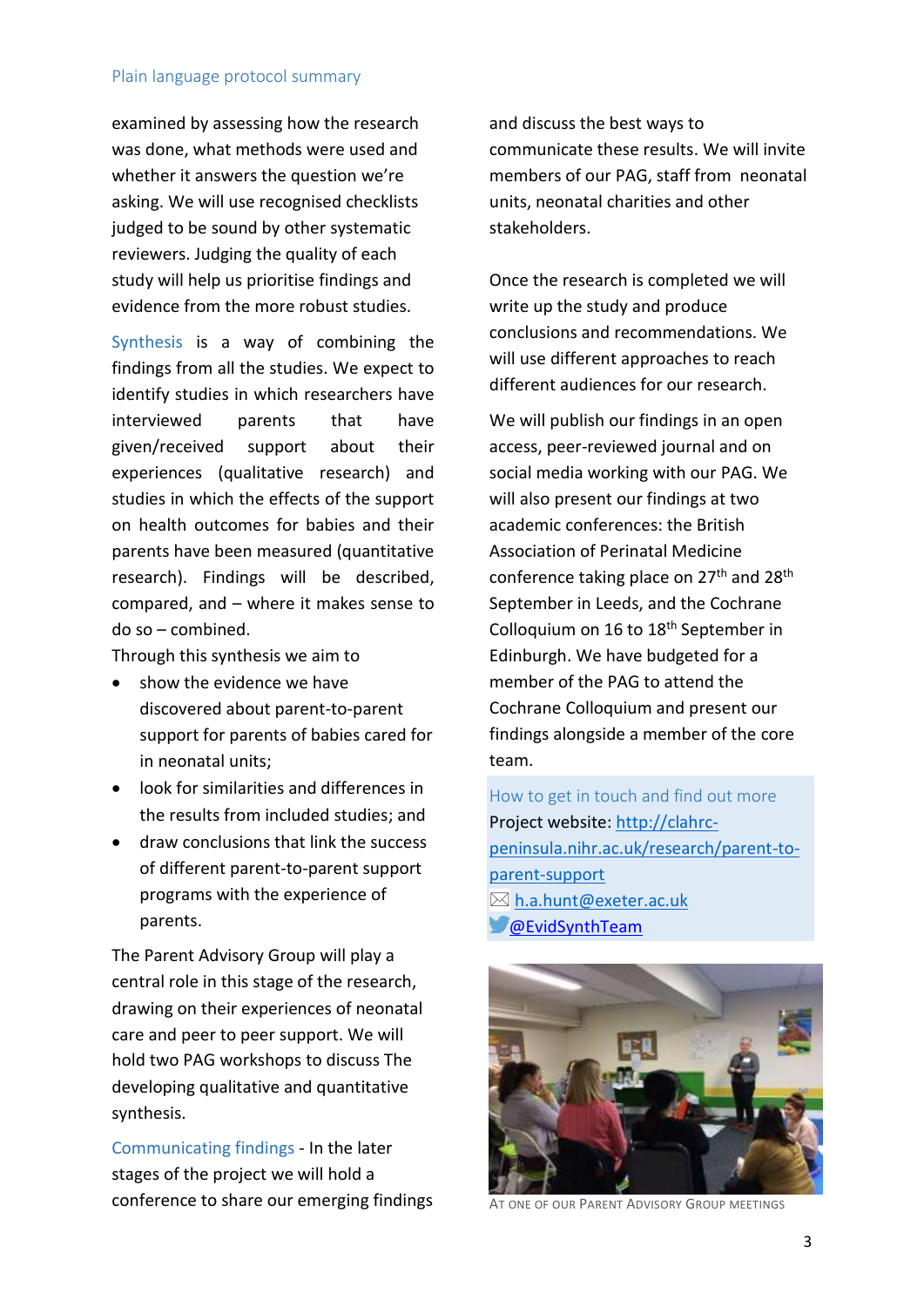examined by assessing how the research was done, what methods were used and whether it answers the question we're asking. We will use recognised checklists judged to be sound by other systematic reviewers. Judging the quality of each study will help us prioritise findings and evidence from the more robust studies.

Synthesis is a way of combining the findings from all the studies. We expect to identify studies in which researchers have interviewed parents that have given/received support about their experiences (qualitative research) and studies in which the effects of the support on health outcomes for babies and their parents have been measured (quantitative research). Findings will be described, compared, and – where it makes sense to do so – combined.

Through this synthesis we aim to

- show the evidence we have discovered about parent-to-parent support for parents of babies cared for in neonatal units;
- look for similarities and differences in the results from included studies; and
- draw conclusions that link the success of different parent-to-parent support programs with the experience of parents.

The Parent Advisory Group will play a central role in this stage of the research, drawing on their experiences of neonatal care and peer to peer support. We will hold two PAG workshops to discuss The developing qualitative and quantitative synthesis.

Communicating findings - In the later stages of the project we will hold a conference to share our emerging findings and discuss the best ways to communicate these results. We will invite members of our PAG, staff from neonatal units, neonatal charities and other stakeholders.

Once the research is completed we will write up the study and produce conclusions and recommendations. We will use different approaches to reach different audiences for our research.

We will publish our findings in an open access, peer-reviewed journal and on social media working with our PAG. We will also present our findings at two academic conferences: the British Association of Perinatal Medicine conference taking place on 27th and 28th September in Leeds, and the Cochrane Colloquium on 16 to 18th September in Edinburgh. We have budgeted for a member of the PAG to attend the Cochrane Colloquium and present our findings alongside a member of the core team.

## How to get in touch and find out more

Project website: http://clahrc-peninsula.nihr.ac.uk/research/parent-to-parent-support

h.a.hunt@exeter.ac.uk

@EvidSynthTeam

AT ONE OF OUR PARENT ADVISORY GROUP MEETINGS